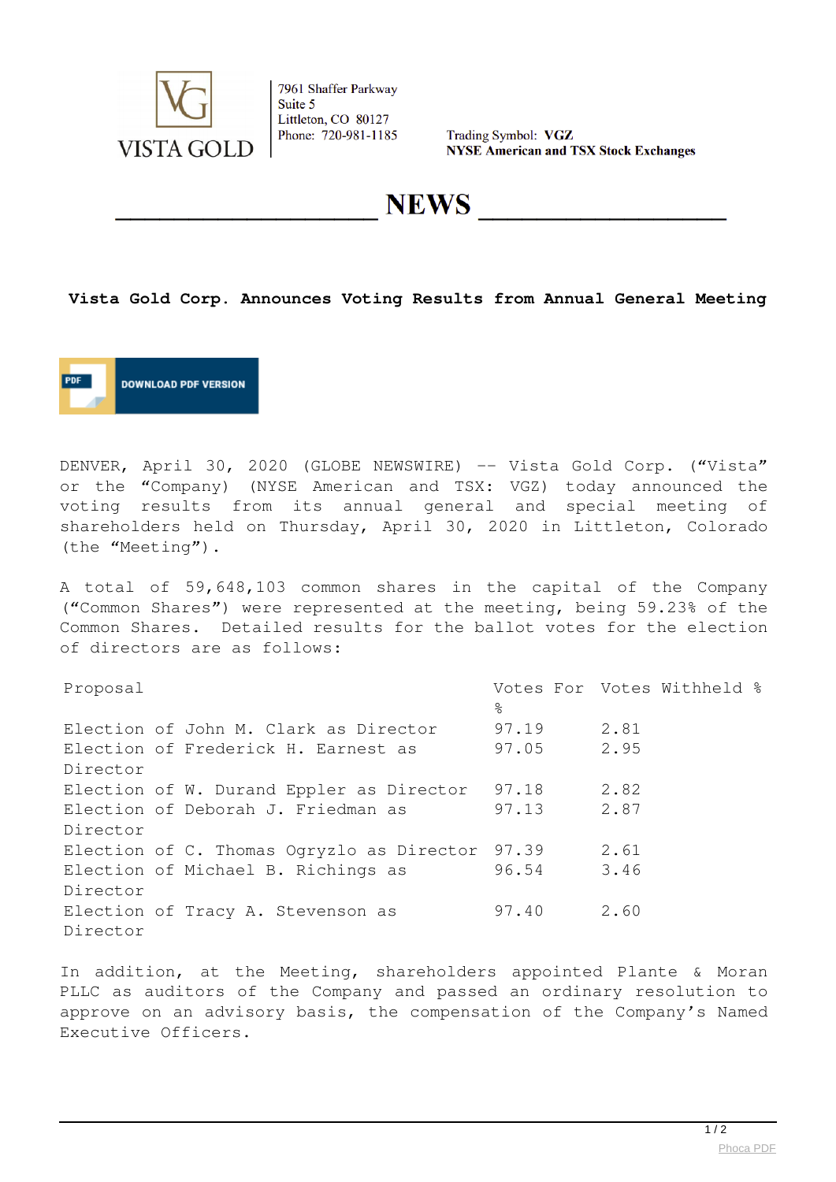VISTA GOLD

7961 Shaffer Parkway
Suite 5
Littleton, CO 80127
Phone: 720-981-1185

Trading Symbol: **VGZ**
**NYSE American and TSX Stock Exchanges**

# NEWS

## Vista Gold Corp. Announces Voting Results from Annual General Meeting

DOWNLOAD PDF VERSION

DENVER, April 30, 2020 (GLOBE NEWSWIRE) -- Vista Gold Corp. ("Vista" or the "Company) (NYSE American and TSX: VGZ) today announced the voting results from its annual general and special meeting of shareholders held on Thursday, April 30, 2020 in Littleton, Colorado (the "Meeting").

A total of 59,648,103 common shares in the capital of the Company ("Common Shares") were represented at the meeting, being 59.23% of the Common Shares. Detailed results for the ballot votes for the election of directors are as follows:

| Proposal | Votes For % | Votes Withheld % |
|---|---|---|
| Election of John M. Clark as Director | 97.19 | 2.81 |
| Election of Frederick H. Earnest as Director | 97.05 | 2.95 |
| Election of W. Durand Eppler as Director | 97.18 | 2.82 |
| Election of Deborah J. Friedman as Director | 97.13 | 2.87 |
| Election of C. Thomas Ogryzlo as Director | 97.39 | 2.61 |
| Election of Michael B. Richings as Director | 96.54 | 3.46 |
| Election of Tracy A. Stevenson as Director | 97.40 | 2.60 |

In addition, at the Meeting, shareholders appointed Plante & Moran PLLC as auditors of the Company and passed an ordinary resolution to approve on an advisory basis, the compensation of the Company's Named Executive Officers.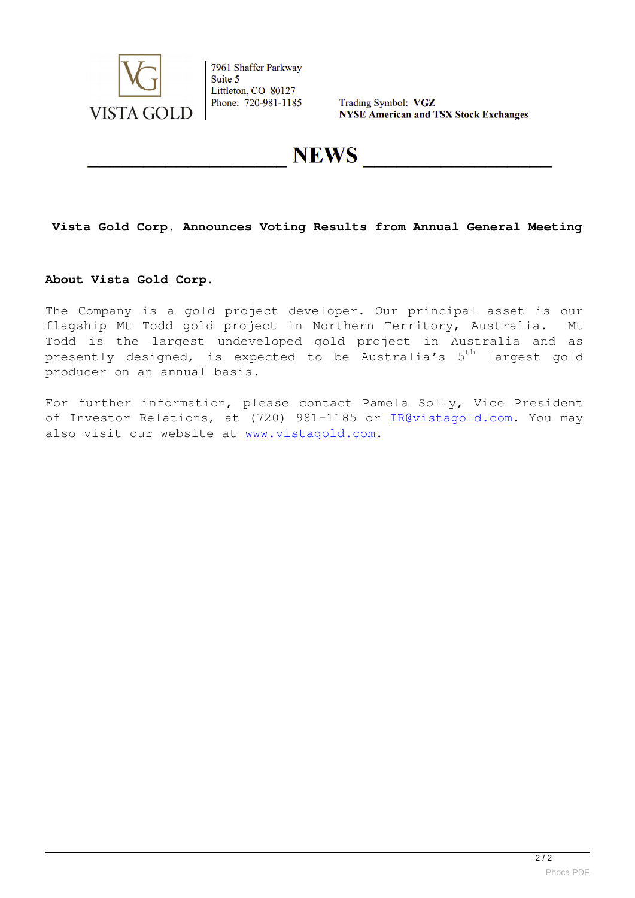7961 Shaffer Parkway
Suite 5
Littleton, CO 80127
Phone: 720-981-1185

Trading Symbol: **VGZ**
**NYSE American and TSX Stock Exchanges**

# NEWS

**Vista Gold Corp. Announces Voting Results from Annual General Meeting**

**About Vista Gold Corp.**

The Company is a gold project developer. Our principal asset is our flagship Mt Todd gold project in Northern Territory, Australia. Mt Todd is the largest undeveloped gold project in Australia and as presently designed, is expected to be Australia's 5th largest gold producer on an annual basis.

For further information, please contact Pamela Solly, Vice President of Investor Relations, at (720) 981-1185 or IR@vistagold.com. You may also visit our website at www.vistagold.com.